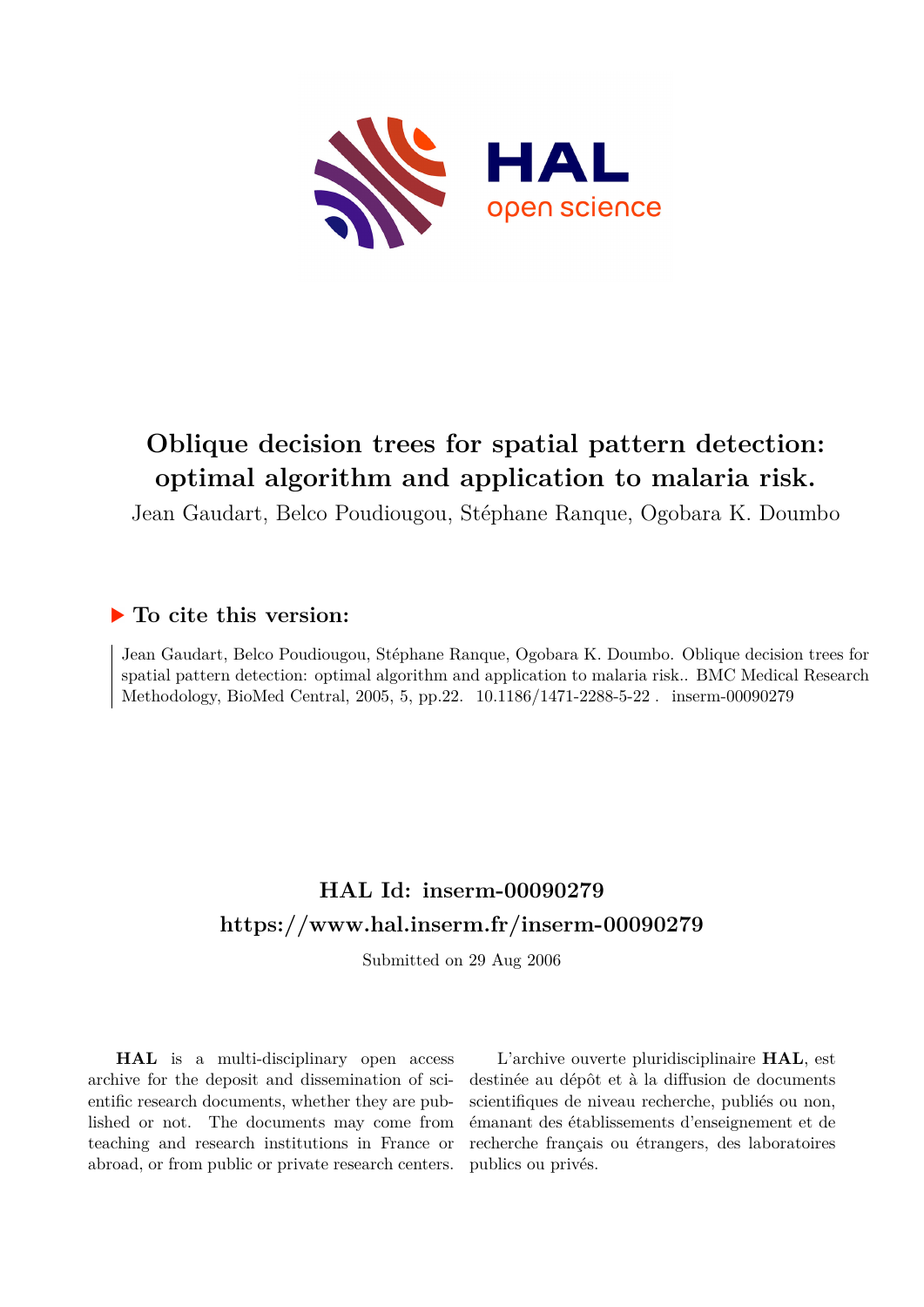# Oblique decision trees for spatial pattern detection: optimal algorithm and application to malaria risk.

Jean Gaudart, Belco Poudiougou, Stéphane Ranque, Ogobara K. Doumbo

## ▶ To cite this version:

Jean Gaudart, Belco Poudiougou, Stéphane Ranque, Ogobara K. Doumbo. Oblique decision trees for spatial pattern detection: optimal algorithm and application to malaria risk.. BMC Medical Research Methodology, BioMed Central, 2005, 5, pp.22. 10.1186/1471-2288-5-22 . inserm-00090279

## HAL Id: inserm-00090279
## https://www.hal.inserm.fr/inserm-00090279

Submitted on 29 Aug 2006

**HAL** is a multi-disciplinary open access archive for the deposit and dissemination of scientific research documents, whether they are published or not. The documents may come from teaching and research institutions in France or abroad, or from public or private research centers.

L'archive ouverte pluridisciplinaire **HAL**, est destinée au dépôt et à la diffusion de documents scientifiques de niveau recherche, publiés ou non, émanant des établissements d'enseignement et de recherche français ou étrangers, des laboratoires publics ou privés.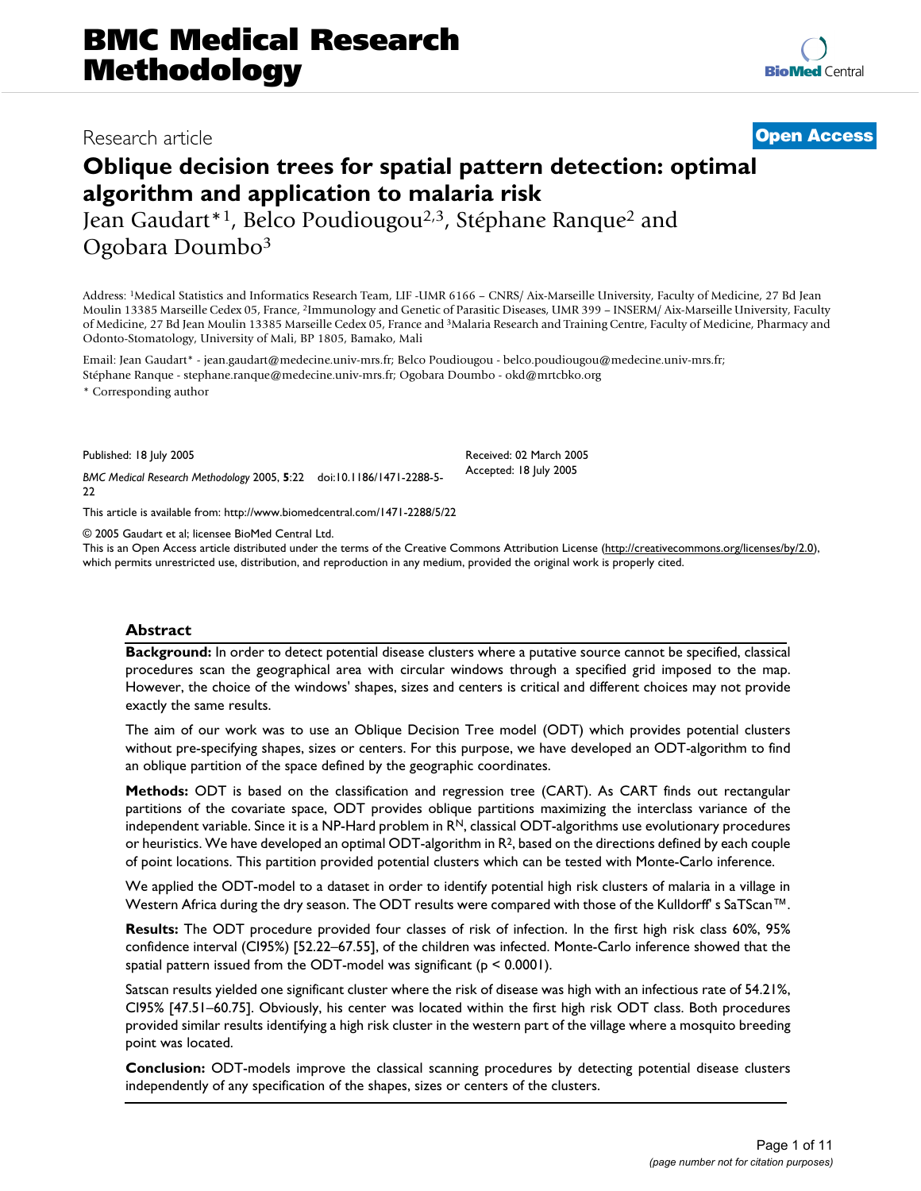# BMC Medical Research Methodology

Research article

**Open Access**

# Oblique decision trees for spatial pattern detection: optimal algorithm and application to malaria risk

Jean Gaudart*[1], Belco Poudiougou[2,3], Stéphane Ranque[2] and Ogobara Doumbo[3]

Address: [1]Medical Statistics and Informatics Research Team, LIF -UMR 6166 – CNRS/ Aix-Marseille University, Faculty of Medicine, 27 Bd Jean Moulin 13385 Marseille Cedex 05, France, [2]Immunology and Genetic of Parasitic Diseases, UMR 399 – INSERM/ Aix-Marseille University, Faculty of Medicine, 27 Bd Jean Moulin 13385 Marseille Cedex 05, France and [3]Malaria Research and Training Centre, Faculty of Medicine, Pharmacy and Odonto-Stomatology, University of Mali, BP 1805, Bamako, Mali

Email: Jean Gaudart* - jean.gaudart@medecine.univ-mrs.fr; Belco Poudiougou - belco.poudiougou@medecine.univ-mrs.fr; Stéphane Ranque - stephane.ranque@medecine.univ-mrs.fr; Ogobara Doumbo - okd@mrtcbko.org

* Corresponding author

Published: 18 July 2005

*BMC Medical Research Methodology* 2005, **5**:22 doi:10.1186/1471-2288-5-22

Received: 02 March 2005
Accepted: 18 July 2005

This article is available from: http://www.biomedcentral.com/1471-2288/5/22

© 2005 Gaudart et al; licensee BioMed Central Ltd.
This is an Open Access article distributed under the terms of the Creative Commons Attribution License (http://creativecommons.org/licenses/by/2.0), which permits unrestricted use, distribution, and reproduction in any medium, provided the original work is properly cited.

## Abstract

**Background:** In order to detect potential disease clusters where a putative source cannot be specified, classical procedures scan the geographical area with circular windows through a specified grid imposed to the map. However, the choice of the windows' shapes, sizes and centers is critical and different choices may not provide exactly the same results.

The aim of our work was to use an Oblique Decision Tree model (ODT) which provides potential clusters without pre-specifying shapes, sizes or centers. For this purpose, we have developed an ODT-algorithm to find an oblique partition of the space defined by the geographic coordinates.

**Methods:** ODT is based on the classification and regression tree (CART). As CART finds out rectangular partitions of the covariate space, ODT provides oblique partitions maximizing the interclass variance of the independent variable. Since it is a NP-Hard problem in $R^N$, classical ODT-algorithms use evolutionary procedures or heuristics. We have developed an optimal ODT-algorithm in $R^2$, based on the directions defined by each couple of point locations. This partition provided potential clusters which can be tested with Monte-Carlo inference.

We applied the ODT-model to a dataset in order to identify potential high risk clusters of malaria in a village in Western Africa during the dry season. The ODT results were compared with those of the Kulldorff' s SaTScan™.

**Results:** The ODT procedure provided four classes of risk of infection. In the first high risk class 60%, 95% confidence interval (CI95%) [52.22–67.55], of the children was infected. Monte-Carlo inference showed that the spatial pattern issued from the ODT-model was significant ($p < 0.0001$).

Satscan results yielded one significant cluster where the risk of disease was high with an infectious rate of 54.21%, CI95% [47.51–60.75]. Obviously, his center was located within the first high risk ODT class. Both procedures provided similar results identifying a high risk cluster in the western part of the village where a mosquito breeding point was located.

**Conclusion:** ODT-models improve the classical scanning procedures by detecting potential disease clusters independently of any specification of the shapes, sizes or centers of the clusters.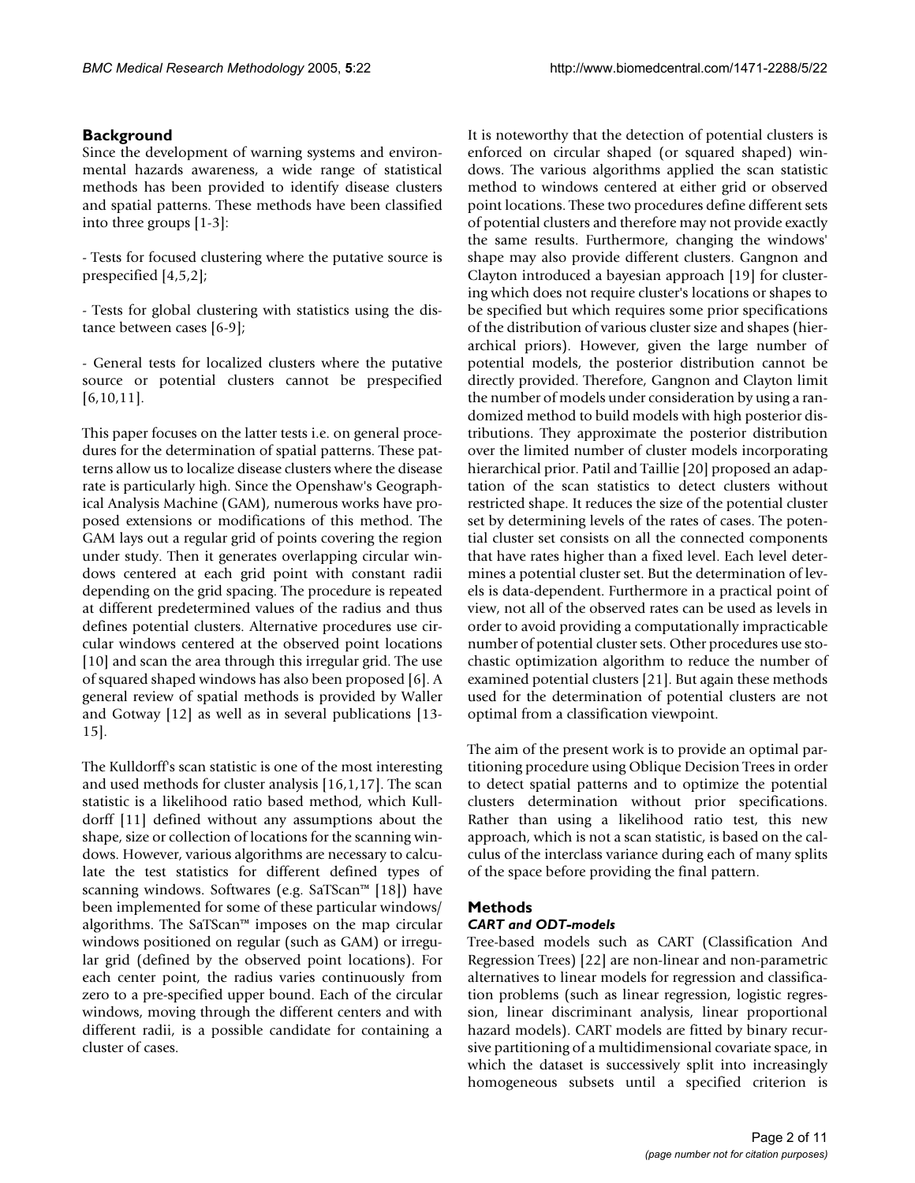## Background

Since the development of warning systems and environmental hazards awareness, a wide range of statistical methods has been provided to identify disease clusters and spatial patterns. These methods have been classified into three groups [1-3]:

- Tests for focused clustering where the putative source is prespecified [4,5,2];

- Tests for global clustering with statistics using the distance between cases [6-9];

- General tests for localized clusters where the putative source or potential clusters cannot be prespecified [6,10,11].

This paper focuses on the latter tests i.e. on general procedures for the determination of spatial patterns. These patterns allow us to localize disease clusters where the disease rate is particularly high. Since the Openshaw's Geographical Analysis Machine (GAM), numerous works have proposed extensions or modifications of this method. The GAM lays out a regular grid of points covering the region under study. Then it generates overlapping circular windows centered at each grid point with constant radii depending on the grid spacing. The procedure is repeated at different predetermined values of the radius and thus defines potential clusters. Alternative procedures use circular windows centered at the observed point locations [10] and scan the area through this irregular grid. The use of squared shaped windows has also been proposed [6]. A general review of spatial methods is provided by Waller and Gotway [12] as well as in several publications [13-15].

The Kulldorff's scan statistic is one of the most interesting and used methods for cluster analysis [16,1,17]. The scan statistic is a likelihood ratio based method, which Kulldorff [11] defined without any assumptions about the shape, size or collection of locations for the scanning windows. However, various algorithms are necessary to calculate the test statistics for different defined types of scanning windows. Softwares (e.g. SaTScan™ [18]) have been implemented for some of these particular windows/algorithms. The SaTScan™ imposes on the map circular windows positioned on regular (such as GAM) or irregular grid (defined by the observed point locations). For each center point, the radius varies continuously from zero to a pre-specified upper bound. Each of the circular windows, moving through the different centers and with different radii, is a possible candidate for containing a cluster of cases.

It is noteworthy that the detection of potential clusters is enforced on circular shaped (or squared shaped) windows. The various algorithms applied the scan statistic method to windows centered at either grid or observed point locations. These two procedures define different sets of potential clusters and therefore may not provide exactly the same results. Furthermore, changing the windows' shape may also provide different clusters. Gangnon and Clayton introduced a bayesian approach [19] for clustering which does not require cluster's locations or shapes to be specified but which requires some prior specifications of the distribution of various cluster size and shapes (hierarchical priors). However, given the large number of potential models, the posterior distribution cannot be directly provided. Therefore, Gangnon and Clayton limit the number of models under consideration by using a randomized method to build models with high posterior distributions. They approximate the posterior distribution over the limited number of cluster models incorporating hierarchical prior. Patil and Taillie [20] proposed an adaptation of the scan statistics to detect clusters without restricted shape. It reduces the size of the potential cluster set by determining levels of the rates of cases. The potential cluster set consists on all the connected components that have rates higher than a fixed level. Each level determines a potential cluster set. But the determination of levels is data-dependent. Furthermore in a practical point of view, not all of the observed rates can be used as levels in order to avoid providing a computationally impracticable number of potential cluster sets. Other procedures use stochastic optimization algorithm to reduce the number of examined potential clusters [21]. But again these methods used for the determination of potential clusters are not optimal from a classification viewpoint.

The aim of the present work is to provide an optimal partitioning procedure using Oblique Decision Trees in order to detect spatial patterns and to optimize the potential clusters determination without prior specifications. Rather than using a likelihood ratio test, this new approach, which is not a scan statistic, is based on the calculus of the interclass variance during each of many splits of the space before providing the final pattern.

## Methods

### *CART and ODT-models*

Tree-based models such as CART (Classification And Regression Trees) [22] are non-linear and non-parametric alternatives to linear models for regression and classification problems (such as linear regression, logistic regression, linear discriminant analysis, linear proportional hazard models). CART models are fitted by binary recursive partitioning of a multidimensional covariate space, in which the dataset is successively split into increasingly homogeneous subsets until a specified criterion is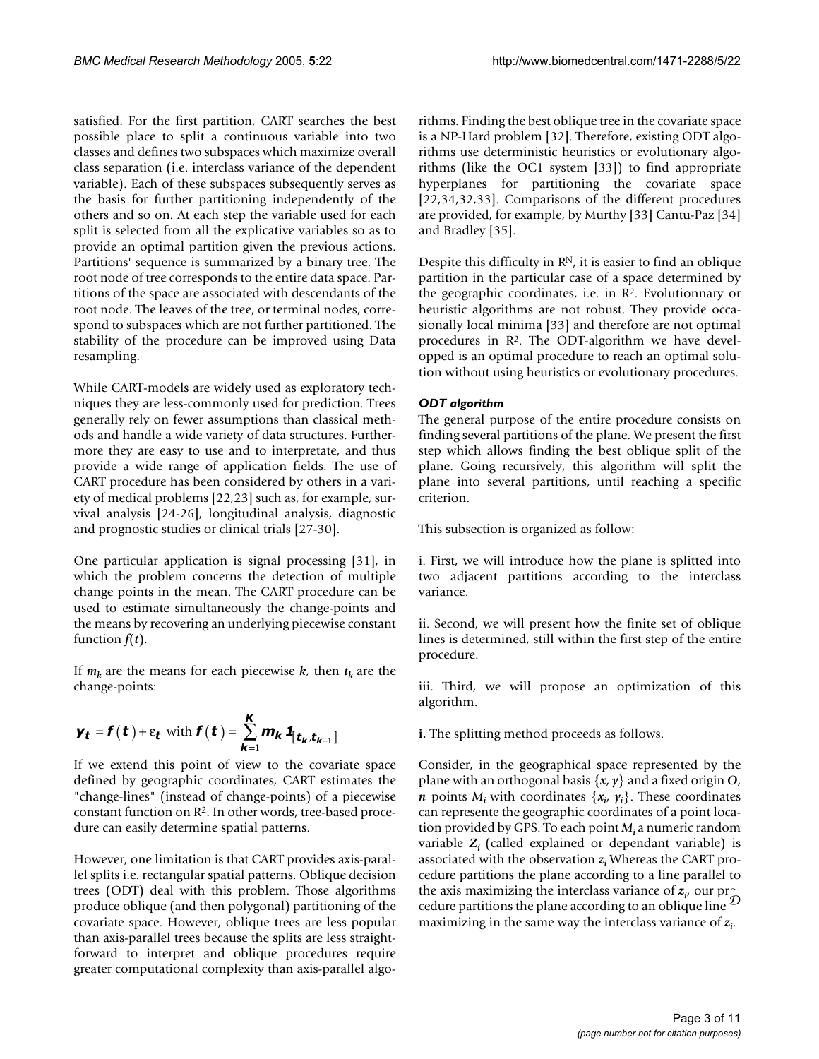satisfied. For the first partition, CART searches the best possible place to split a continuous variable into two classes and defines two subspaces which maximize overall class separation (i.e. interclass variance of the dependent variable). Each of these subspaces subsequently serves as the basis for further partitioning independently of the others and so on. At each step the variable used for each split is selected from all the explicative variables so as to provide an optimal partition given the previous actions. Partitions' sequence is summarized by a binary tree. The root node of tree corresponds to the entire data space. Partitions of the space are associated with descendants of the root node. The leaves of the tree, or terminal nodes, correspond to subspaces which are not further partitioned. The stability of the procedure can be improved using Data resampling.

While CART-models are widely used as exploratory techniques they are less-commonly used for prediction. Trees generally rely on fewer assumptions than classical methods and handle a wide variety of data structures. Furthermore they are easy to use and to interpretate, and thus provide a wide range of application fields. The use of CART procedure has been considered by others in a variety of medical problems [22,23] such as, for example, survival analysis [24-26], longitudinal analysis, diagnostic and prognostic studies or clinical trials [27-30].

One particular application is signal processing [31], in which the problem concerns the detection of multiple change points in the mean. The CART procedure can be used to estimate simultaneously the change-points and the means by recovering an underlying piecewise constant function $f(t)$.

If $m_k$ are the means for each piecewise $k$, then $t_k$ are the change-points:

$$y_t = f(t) + \varepsilon_t \text{ with } f(t) = \sum_{k=1}^{K} m_k \mathbf{1}_{[t_k, t_{k+1}]}$$

If we extend this point of view to the covariate space defined by geographic coordinates, CART estimates the "change-lines" (instead of change-points) of a piecewise constant function on $R^2$. In other words, tree-based procedure can easily determine spatial patterns.

However, one limitation is that CART provides axis-parallel splits i.e. rectangular spatial patterns. Oblique decision trees (ODT) deal with this problem. Those algorithms produce oblique (and then polygonal) partitioning of the covariate space. However, oblique trees are less popular than axis-parallel trees because the splits are less straightforward to interpret and oblique procedures require greater computational complexity than axis-parallel algorithms. Finding the best oblique tree in the covariate space is a NP-Hard problem [32]. Therefore, existing ODT algorithms use deterministic heuristics or evolutionary algorithms (like the OC1 system [33]) to find appropriate hyperplanes for partitioning the covariate space [22,34,32,33]. Comparisons of the different procedures are provided, for example, by Murthy [33] Cantu-Paz [34] and Bradley [35].

Despite this difficulty in $R^N$, it is easier to find an oblique partition in the particular case of a space determined by the geographic coordinates, i.e. in $R^2$. Evolutionnary or heuristic algorithms are not robust. They provide occasionally local minima [33] and therefore are not optimal procedures in $R^2$. The ODT-algorithm we have developped is an optimal procedure to reach an optimal solution without using heuristics or evolutionary procedures.

### *ODT algorithm*

The general purpose of the entire procedure consists on finding several partitions of the plane. We present the first step which allows finding the best oblique split of the plane. Going recursively, this algorithm will split the plane into several partitions, until reaching a specific criterion.

This subsection is organized as follow:

i. First, we will introduce how the plane is splitted into two adjacent partitions according to the interclass variance.

ii. Second, we will present how the finite set of oblique lines is determined, still within the first step of the entire procedure.

iii. Third, we will propose an optimization of this algorithm.

**i.** The splitting method proceeds as follows.

Consider, in the geographical space represented by the plane with an orthogonal basis $\{x, y\}$ and a fixed origin $O$, $n$ points $M_i$ with coordinates $\{x_i, y_i\}$. These coordinates can represente the geographic coordinates of a point location provided by GPS. To each point $M_i$ a numeric random variable $Z_i$ (called explained or dependant variable) is associated with the observation $z_i$ Whereas the CART procedure partitions the plane according to a line parallel to the axis maximizing the interclass variance of $z_i$, our procedure partitions the plane according to an oblique line $\mathcal{D}$ maximizing in the same way the interclass variance of $z_i$.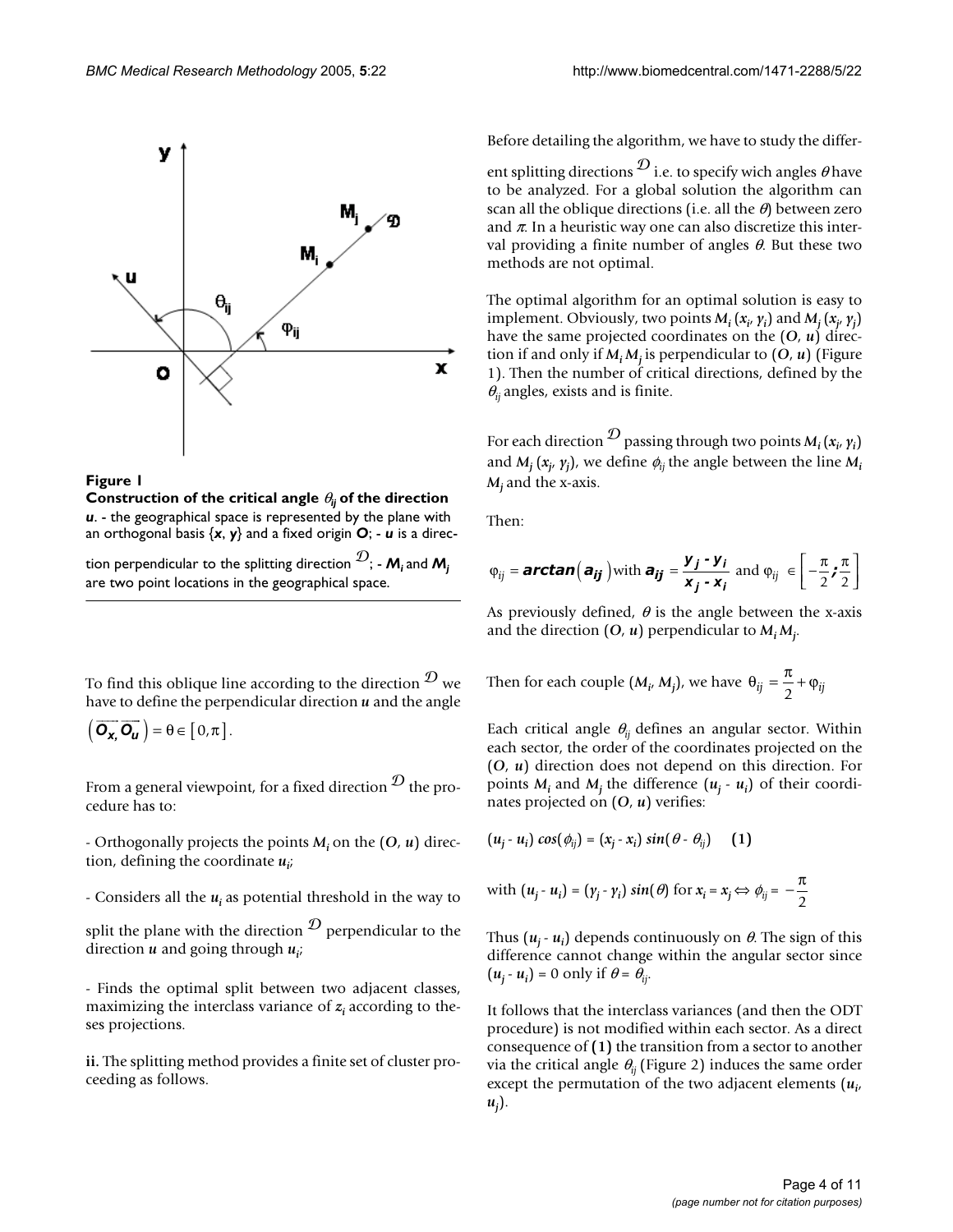**Figure 1**

**Construction of the critical angle $\theta_{ij}$ of the direction *u*.** - the geographical space is represented by the plane with an orthogonal basis {$x$, $y$} and a fixed origin $O$; - $u$ is a direction perpendicular to the splitting direction $\mathcal{D}$; - $M_i$ and $M_j$ are two point locations in the geographical space.

To find this oblique line according to the direction $\mathcal{D}$ we have to define the perpendicular direction $u$ and the angle $\left(\overrightarrow{O_x}, \overrightarrow{O_u}\right) = \theta \in [0, \pi]$.

From a general viewpoint, for a fixed direction $\mathcal{D}$ the procedure has to:

- Orthogonally projects the points $M_i$ on the ($O$, $u$) direction, defining the coordinate $u_i$;

- Considers all the $u_i$ as potential threshold in the way to split the plane with the direction $\mathcal{D}$ perpendicular to the direction $u$ and going through $u_i$;

- Finds the optimal split between two adjacent classes, maximizing the interclass variance of $z_i$ according to theses projections.

**ii.** The splitting method provides a finite set of cluster proceeding as follows.

Before detailing the algorithm, we have to study the different splitting directions $\mathcal{D}$ i.e. to specify wich angles $\theta$ have to be analyzed. For a global solution the algorithm can scan all the oblique directions (i.e. all the $\theta$) between zero and $\pi$. In a heuristic way one can also discretize this interval providing a finite number of angles $\theta$. But these two methods are not optimal.

The optimal algorithm for an optimal solution is easy to implement. Obviously, two points $M_i$ ($x_i$, $y_i$) and $M_j$ ($x_j$, $y_j$) have the same projected coordinates on the ($O$, $u$) direction if and only if $M_i M_j$ is perpendicular to ($O$, $u$) (Figure 1). Then the number of critical directions, defined by the $\theta_{ij}$ angles, exists and is finite.

For each direction $\mathcal{D}$ passing through two points $M_i$ ($x_i$, $y_i$) and $M_j$ ($x_j$, $y_j$), we define $\phi_{ij}$ the angle between the line $M_i M_j$ and the x-axis.

Then:

$$\varphi_{ij} = \arctan\left(a_{ij}\right) \text{with } a_{ij} = \frac{y_j - y_i}{x_j - x_i} \text{ and } \varphi_{ij} \in \left[-\frac{\pi}{2}; \frac{\pi}{2}\right]$$

As previously defined, $\theta$ is the angle between the x-axis and the direction ($O$, $u$) perpendicular to $M_i M_j$.

Then for each couple ($M_i$, $M_j$), we have $\theta_{ij} = \frac{\pi}{2} + \varphi_{ij}$

Each critical angle $\theta_{ij}$ defines an angular sector. Within each sector, the order of the coordinates projected on the ($O$, $u$) direction does not depend on this direction. For points $M_i$ and $M_j$ the difference ($u_j$ - $u_i$) of their coordinates projected on ($O$, $u$) verifies:

$$(u_j - u_i)\cos(\phi_{ij}) = (x_j - x_i)\sin(\theta - \theta_{ij}) \quad \textbf{(1)}$$

with $(u_j - u_i) = (y_j - y_i)\sin(\theta)$ for $x_i = x_j \Leftrightarrow \phi_{ij} = -\frac{\pi}{2}$

Thus ($u_j$ - $u_i$) depends continuously on $\theta$. The sign of this difference cannot change within the angular sector since ($u_j$ - $u_i$) = 0 only if $\theta = \theta_{ij}$.

It follows that the interclass variances (and then the ODT procedure) is not modified within each sector. As a direct consequence of **(1)** the transition from a sector to another via the critical angle $\theta_{ij}$ (Figure 2) induces the same order except the permutation of the two adjacent elements ($u_i$, $u_j$).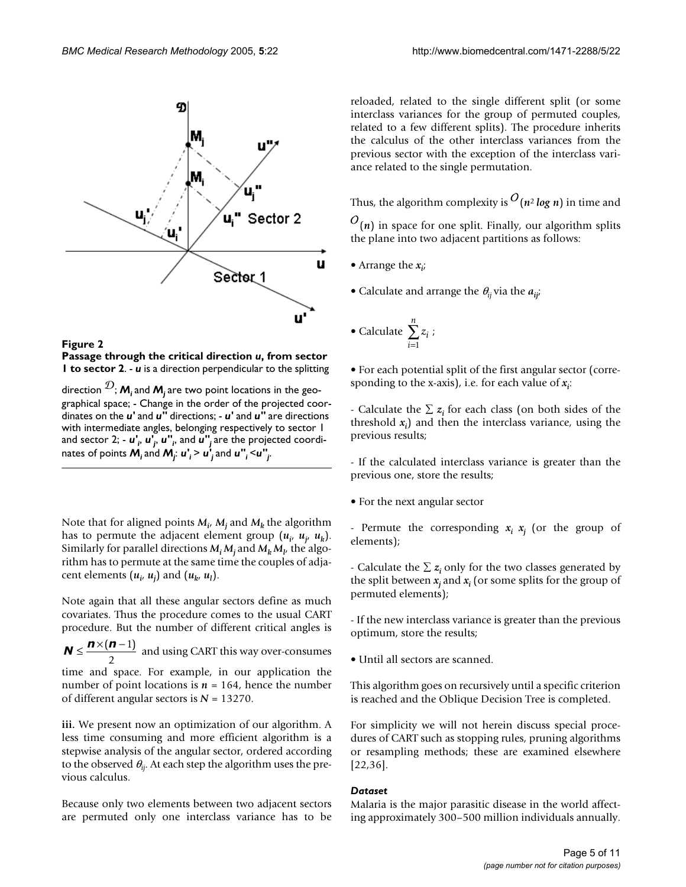**Figure 2**
**Passage through the critical direction *u*, from sector 1 to sector 2**. - *u* is a direction perpendicular to the splitting direction $\mathcal{D}$; $M_i$ and $M_j$ are two point locations in the geographical space; - Change in the order of the projected coordinates on the *u'* and *u"* directions; - *u'* and *u"* are directions with intermediate angles, belonging respectively to sector 1 and sector 2; - $u'_i$, $u'_j$, $u''_i$, and $u''_j$ are the projected coordinates of points $M_i$ and $M_j$: $u'_i > u'_j$ and $u''_i < u''_j$.

Note that for aligned points $M_i$, $M_j$ and $M_k$ the algorithm has to permute the adjacent element group ($u_i$, $u_j$, $u_k$). Similarly for parallel directions $M_i M_j$ and $M_k M_l$, the algorithm has to permute at the same time the couples of adjacent elements ($u_i$, $u_j$) and ($u_k$, $u_l$).

Note again that all these angular sectors define as much covariates. Thus the procedure comes to the usual CART procedure. But the number of different critical angles is $N \leq \frac{n \times (n-1)}{2}$ and using CART this way over-consumes time and space. For example, in our application the number of point locations is $n = 164$, hence the number of different angular sectors is $N = 13270$.

**iii.** We present now an optimization of our algorithm. A less time consuming and more efficient algorithm is a stepwise analysis of the angular sector, ordered according to the observed $\theta_{ij}$. At each step the algorithm uses the previous calculus.

Because only two elements between two adjacent sectors are permuted only one interclass variance has to be reloaded, related to the single different split (or some interclass variances for the group of permuted couples, related to a few different splits). The procedure inherits the calculus of the other interclass variances from the previous sector with the exception of the interclass variance related to the single permutation.

Thus, the algorithm complexity is $O(n^2 \log n)$ in time and $O(n)$ in space for one split. Finally, our algorithm splits the plane into two adjacent partitions as follows:

- Arrange the $x_i$;
- Calculate and arrange the $\theta_{ij}$ via the $a_{ij}$;
- Calculate $\sum_{i=1}^{n} z_i$ ;
- For each potential split of the first angular sector (corresponding to the x-axis), i.e. for each value of $x_i$:

- Calculate the $\sum z_i$ for each class (on both sides of the threshold $x_i$) and then the interclass variance, using the previous results;

- If the calculated interclass variance is greater than the previous one, store the results;

- For the next angular sector

- Permute the corresponding $x_i$ $x_j$ (or the group of elements);

- Calculate the $\sum z_i$ only for the two classes generated by the split between $x_j$ and $x_i$ (or some splits for the group of permuted elements);

- If the new interclass variance is greater than the previous optimum, store the results;

- Until all sectors are scanned.

This algorithm goes on recursively until a specific criterion is reached and the Oblique Decision Tree is completed.

For simplicity we will not herein discuss special procedures of CART such as stopping rules, pruning algorithms or resampling methods; these are examined elsewhere [22,36].

### *Dataset*

Malaria is the major parasitic disease in the world affecting approximately 300–500 million individuals annually.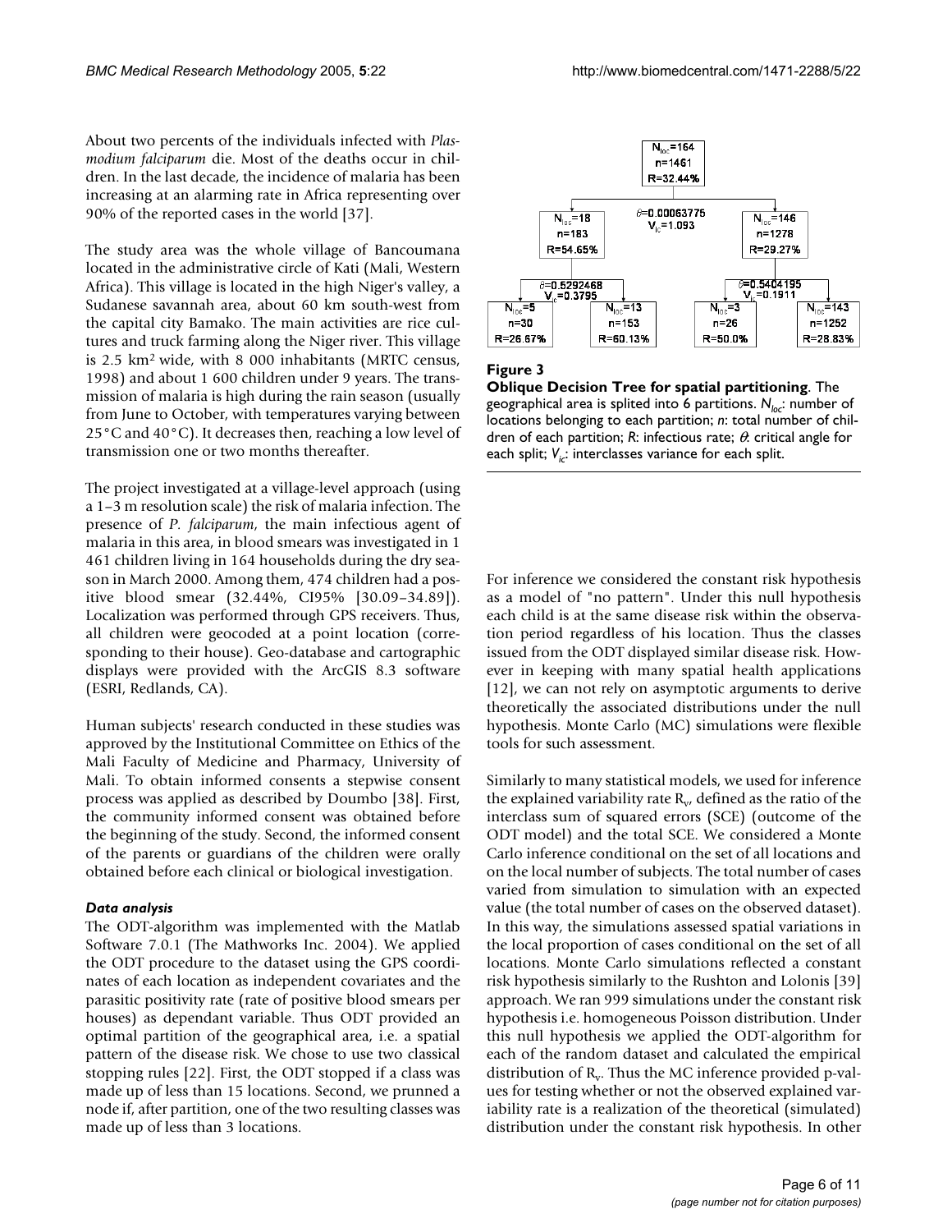About two percents of the individuals infected with *Plasmodium falciparum* die. Most of the deaths occur in children. In the last decade, the incidence of malaria has been increasing at an alarming rate in Africa representing over 90% of the reported cases in the world [37].

The study area was the whole village of Bancoumana located in the administrative circle of Kati (Mali, Western Africa). This village is located in the high Niger's valley, a Sudanese savannah area, about 60 km south-west from the capital city Bamako. The main activities are rice cultures and truck farming along the Niger river. This village is 2.5 km² wide, with 8 000 inhabitants (MRTC census, 1998) and about 1 600 children under 9 years. The transmission of malaria is high during the rain season (usually from June to October, with temperatures varying between 25°C and 40°C). It decreases then, reaching a low level of transmission one or two months thereafter.

The project investigated at a village-level approach (using a 1–3 m resolution scale) the risk of malaria infection. The presence of *P. falciparum*, the main infectious agent of malaria in this area, in blood smears was investigated in 1 461 children living in 164 households during the dry season in March 2000. Among them, 474 children had a positive blood smear (32.44%, CI95% [30.09–34.89]). Localization was performed through GPS receivers. Thus, all children were geocoded at a point location (corresponding to their house). Geo-database and cartographic displays were provided with the ArcGIS 8.3 software (ESRI, Redlands, CA).

Human subjects' research conducted in these studies was approved by the Institutional Committee on Ethics of the Mali Faculty of Medicine and Pharmacy, University of Mali. To obtain informed consents a stepwise consent process was applied as described by Doumbo [38]. First, the community informed consent was obtained before the beginning of the study. Second, the informed consent of the parents or guardians of the children were orally obtained before each clinical or biological investigation.

### *Data analysis*

The ODT-algorithm was implemented with the Matlab Software 7.0.1 (The Mathworks Inc. 2004). We applied the ODT procedure to the dataset using the GPS coordinates of each location as independent covariates and the parasitic positivity rate (rate of positive blood smears per houses) as dependant variable. Thus ODT provided an optimal partition of the geographical area, i.e. a spatial pattern of the disease risk. We chose to use two classical stopping rules [22]. First, the ODT stopped if a class was made up of less than 15 locations. Second, we prunned a node if, after partition, one of the two resulting classes was made up of less than 3 locations.

**Figure 3**

**Oblique Decision Tree for spatial partitioning**. The geographical area is splited into 6 partitions. $N_{loc}$: number of locations belonging to each partition; *n*: total number of children of each partition; *R*: infectious rate; $\theta$: critical angle for each split; $V_{ic}$: interclasses variance for each split.

For inference we considered the constant risk hypothesis as a model of "no pattern". Under this null hypothesis each child is at the same disease risk within the observation period regardless of his location. Thus the classes issued from the ODT displayed similar disease risk. However in keeping with many spatial health applications [12], we can not rely on asymptotic arguments to derive theoretically the associated distributions under the null hypothesis. Monte Carlo (MC) simulations were flexible tools for such assessment.

Similarly to many statistical models, we used for inference the explained variability rate $R_v$, defined as the ratio of the interclass sum of squared errors (SCE) (outcome of the ODT model) and the total SCE. We considered a Monte Carlo inference conditional on the set of all locations and on the local number of subjects. The total number of cases varied from simulation to simulation with an expected value (the total number of cases on the observed dataset). In this way, the simulations assessed spatial variations in the local proportion of cases conditional on the set of all locations. Monte Carlo simulations reflected a constant risk hypothesis similarly to the Rushton and Lolonis [39] approach. We ran 999 simulations under the constant risk hypothesis i.e. homogeneous Poisson distribution. Under this null hypothesis we applied the ODT-algorithm for each of the random dataset and calculated the empirical distribution of $R_v$. Thus the MC inference provided p-values for testing whether or not the observed explained variability rate is a realization of the theoretical (simulated) distribution under the constant risk hypothesis. In other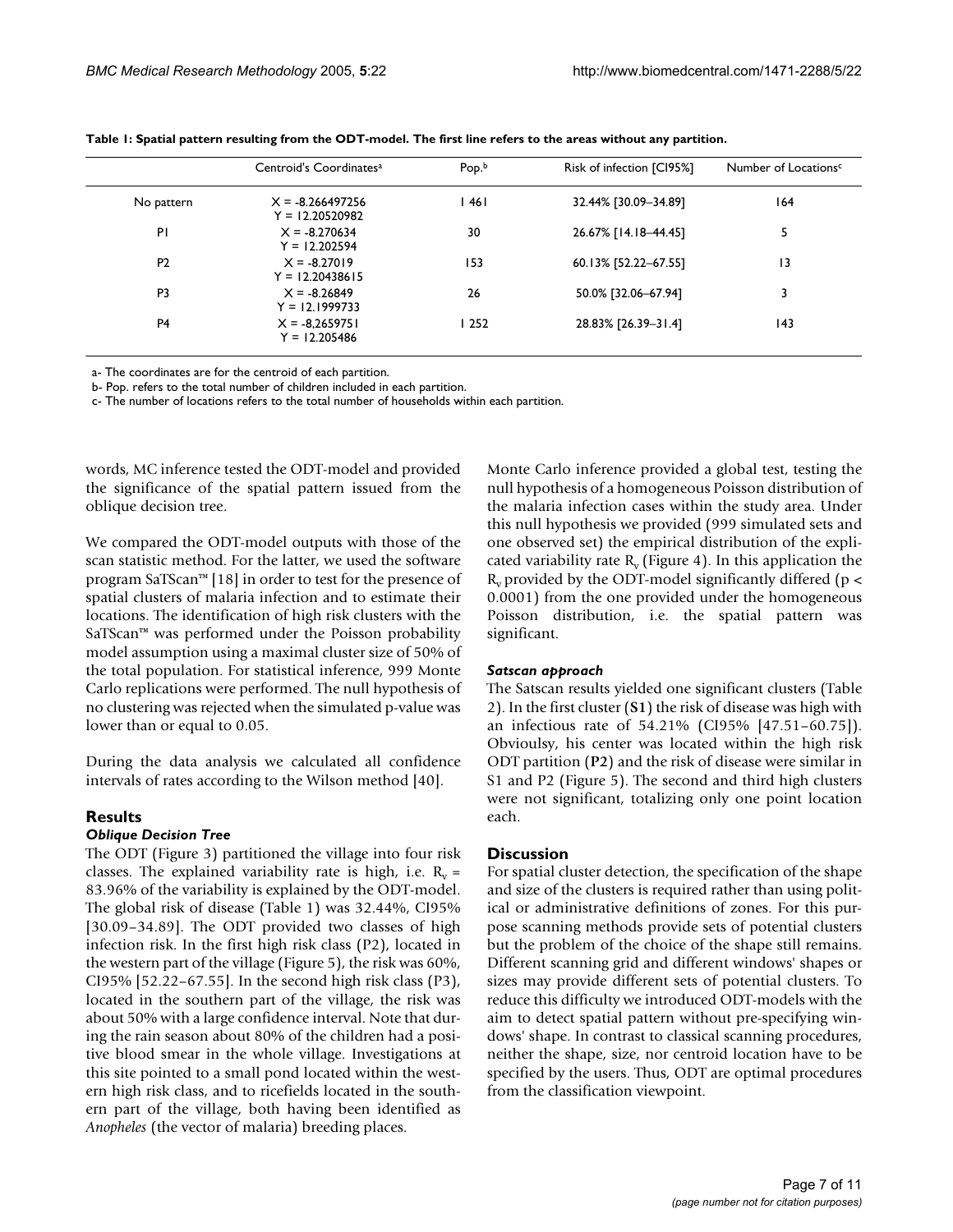**Table 1: Spatial pattern resulting from the ODT-model. The first line refers to the areas without any partition.**

| | Centroid's Coordinates[a] | Pop.[b] | Risk of infection [CI95%] | Number of Locations[c] |
|---|---|---|---|---|
| No pattern | X = -8.266497256<br>Y = 12.20520982 | 1 461 | 32.44% [30.09–34.89] | 164 |
| P1 | X = -8.270634<br>Y = 12.202594 | 30 | 26.67% [14.18–44.45] | 5 |
| P2 | X = -8.27019<br>Y = 12.20438615 | 153 | 60.13% [52.22–67.55] | 13 |
| P3 | X = -8.26849<br>Y = 12.1999733 | 26 | 50.0% [32.06–67.94] | 3 |
| P4 | X = -8,2659751<br>Y = 12.205486 | 1 252 | 28.83% [26.39–31.4] | 143 |

a- The coordinates are for the centroid of each partition.

b- Pop. refers to the total number of children included in each partition.

c- The number of locations refers to the total number of households within each partition.

words, MC inference tested the ODT-model and provided the significance of the spatial pattern issued from the oblique decision tree.

We compared the ODT-model outputs with those of the scan statistic method. For the latter, we used the software program SaTScan™ [18] in order to test for the presence of spatial clusters of malaria infection and to estimate their locations. The identification of high risk clusters with the SaTScan™ was performed under the Poisson probability model assumption using a maximal cluster size of 50% of the total population. For statistical inference, 999 Monte Carlo replications were performed. The null hypothesis of no clustering was rejected when the simulated p-value was lower than or equal to 0.05.

During the data analysis we calculated all confidence intervals of rates according to the Wilson method [40].

## Results

### *Oblique Decision Tree*

The ODT (Figure 3) partitioned the village into four risk classes. The explained variability rate is high, i.e. $R_v$ = 83.96% of the variability is explained by the ODT-model. The global risk of disease (Table 1) was 32.44%, CI95% [30.09–34.89]. The ODT provided two classes of high infection risk. In the first high risk class (P2), located in the western part of the village (Figure 5), the risk was 60%, CI95% [52.22–67.55]. In the second high risk class (P3), located in the southern part of the village, the risk was about 50% with a large confidence interval. Note that during the rain season about 80% of the children had a positive blood smear in the whole village. Investigations at this site pointed to a small pond located within the western high risk class, and to ricefields located in the southern part of the village, both having been identified as *Anopheles* (the vector of malaria) breeding places.

Monte Carlo inference provided a global test, testing the null hypothesis of a homogeneous Poisson distribution of the malaria infection cases within the study area. Under this null hypothesis we provided (999 simulated sets and one observed set) the empirical distribution of the explicated variability rate $R_v$ (Figure 4). In this application the $R_v$ provided by the ODT-model significantly differed ($p < 0.0001$) from the one provided under the homogeneous Poisson distribution, i.e. the spatial pattern was significant.

### *Satscan approach*

The Satscan results yielded one significant clusters (Table 2). In the first cluster (**S1**) the risk of disease was high with an infectious rate of 54.21% (CI95% [47.51–60.75]). Obvioulsy, his center was located within the high risk ODT partition (**P2**) and the risk of disease were similar in S1 and P2 (Figure 5). The second and third high clusters were not significant, totalizing only one point location each.

## Discussion

For spatial cluster detection, the specification of the shape and size of the clusters is required rather than using political or administrative definitions of zones. For this purpose scanning methods provide sets of potential clusters but the problem of the choice of the shape still remains. Different scanning grid and different windows' shapes or sizes may provide different sets of potential clusters. To reduce this difficulty we introduced ODT-models with the aim to detect spatial pattern without pre-specifying windows' shape. In contrast to classical scanning procedures, neither the shape, size, nor centroid location have to be specified by the users. Thus, ODT are optimal procedures from the classification viewpoint.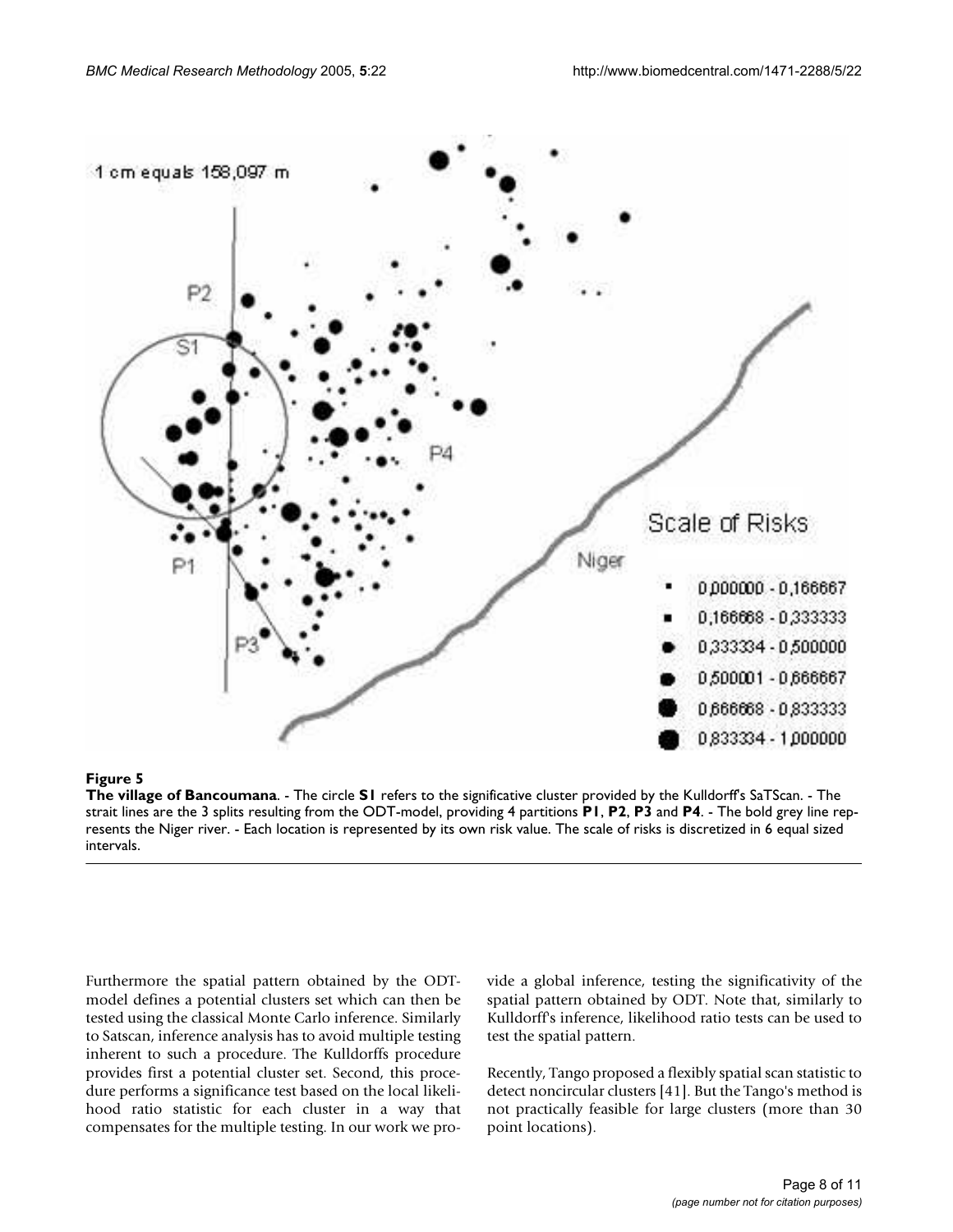**Figure 5**

**The village of Bancoumana**. - The circle **S1** refers to the significative cluster provided by the Kulldorff's SaTScan. - The strait lines are the 3 splits resulting from the ODT-model, providing 4 partitions **P1**, **P2**, **P3** and **P4**. - The bold grey line represents the Niger river. - Each location is represented by its own risk value. The scale of risks is discretized in 6 equal sized intervals.

Furthermore the spatial pattern obtained by the ODT-model defines a potential clusters set which can then be tested using the classical Monte Carlo inference. Similarly to Satscan, inference analysis has to avoid multiple testing inherent to such a procedure. The Kulldorffs procedure provides first a potential cluster set. Second, this procedure performs a significance test based on the local likelihood ratio statistic for each cluster in a way that compensates for the multiple testing. In our work we provide a global inference, testing the significativity of the spatial pattern obtained by ODT. Note that, similarly to Kulldorff's inference, likelihood ratio tests can be used to test the spatial pattern.

Recently, Tango proposed a flexibly spatial scan statistic to detect noncircular clusters [41]. But the Tango's method is not practically feasible for large clusters (more than 30 point locations).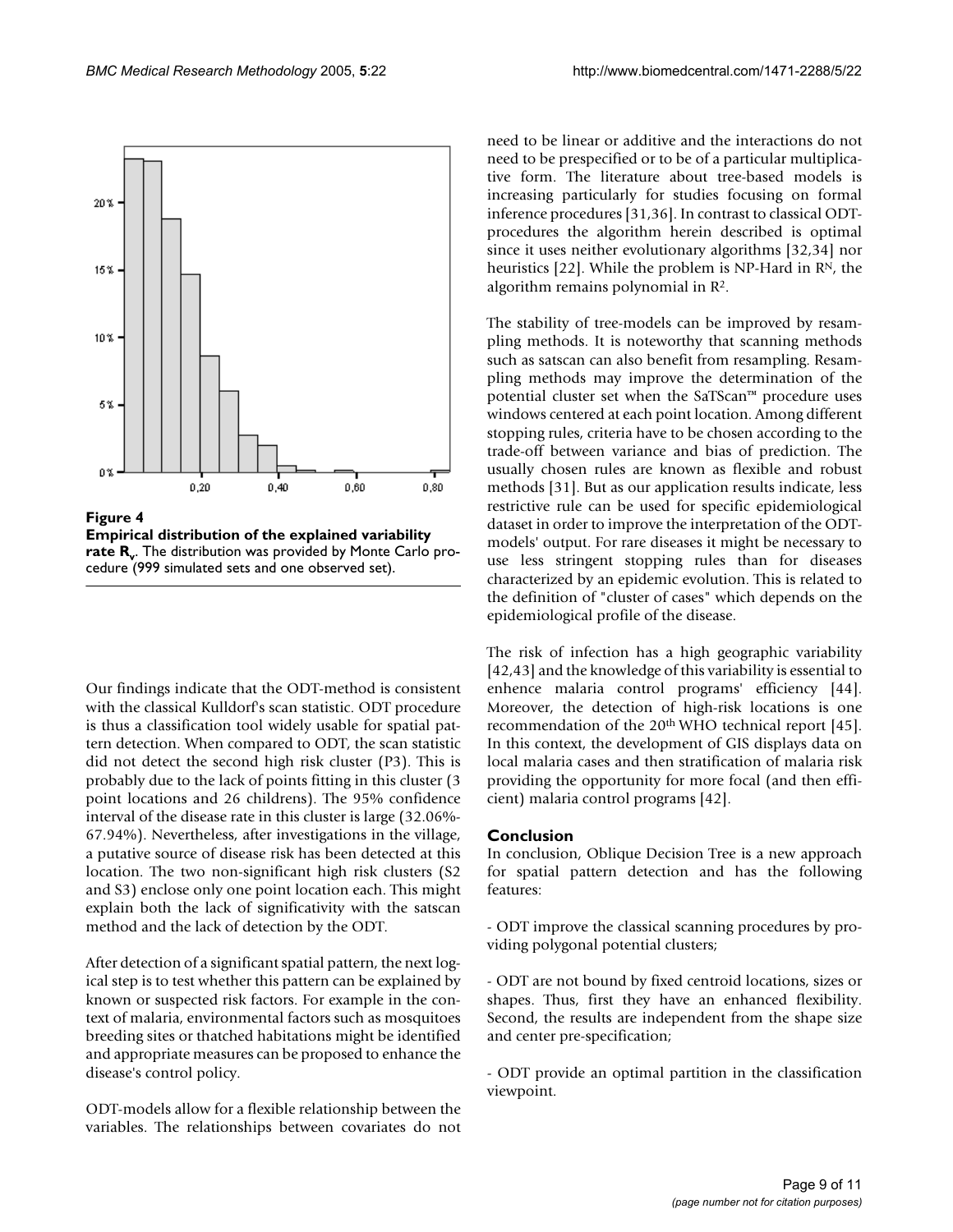**Figure 4**
**Empirical distribution of the explained variability rate $R_v$.** The distribution was provided by Monte Carlo procedure (999 simulated sets and one observed set).

Our findings indicate that the ODT-method is consistent with the classical Kulldorf's scan statistic. ODT procedure is thus a classification tool widely usable for spatial pattern detection. When compared to ODT, the scan statistic did not detect the second high risk cluster (P3). This is probably due to the lack of points fitting in this cluster (3 point locations and 26 childrens). The 95% confidence interval of the disease rate in this cluster is large (32.06%-67.94%). Nevertheless, after investigations in the village, a putative source of disease risk has been detected at this location. The two non-significant high risk clusters (S2 and S3) enclose only one point location each. This might explain both the lack of significativity with the satscan method and the lack of detection by the ODT.

After detection of a significant spatial pattern, the next logical step is to test whether this pattern can be explained by known or suspected risk factors. For example in the context of malaria, environmental factors such as mosquitoes breeding sites or thatched habitations might be identified and appropriate measures can be proposed to enhance the disease's control policy.

ODT-models allow for a flexible relationship between the variables. The relationships between covariates do not need to be linear or additive and the interactions do not need to be prespecified or to be of a particular multiplicative form. The literature about tree-based models is increasing particularly for studies focusing on formal inference procedures [31,36]. In contrast to classical ODT-procedures the algorithm herein described is optimal since it uses neither evolutionary algorithms [32,34] nor heuristics [22]. While the problem is NP-Hard in $R^N$, the algorithm remains polynomial in $R^2$.

The stability of tree-models can be improved by resampling methods. It is noteworthy that scanning methods such as satscan can also benefit from resampling. Resampling methods may improve the determination of the potential cluster set when the SaTScan™ procedure uses windows centered at each point location. Among different stopping rules, criteria have to be chosen according to the trade-off between variance and bias of prediction. The usually chosen rules are known as flexible and robust methods [31]. But as our application results indicate, less restrictive rule can be used for specific epidemiological dataset in order to improve the interpretation of the ODT-models' output. For rare diseases it might be necessary to use less stringent stopping rules than for diseases characterized by an epidemic evolution. This is related to the definition of "cluster of cases" which depends on the epidemiological profile of the disease.

The risk of infection has a high geographic variability [42,43] and the knowledge of this variability is essential to enhence malaria control programs' efficiency [44]. Moreover, the detection of high-risk locations is one recommendation of the 20th WHO technical report [45]. In this context, the development of GIS displays data on local malaria cases and then stratification of malaria risk providing the opportunity for more focal (and then efficient) malaria control programs [42].

## Conclusion

In conclusion, Oblique Decision Tree is a new approach for spatial pattern detection and has the following features:

- ODT improve the classical scanning procedures by providing polygonal potential clusters;

- ODT are not bound by fixed centroid locations, sizes or shapes. Thus, first they have an enhanced flexibility. Second, the results are independent from the shape size and center pre-specification;

- ODT provide an optimal partition in the classification viewpoint.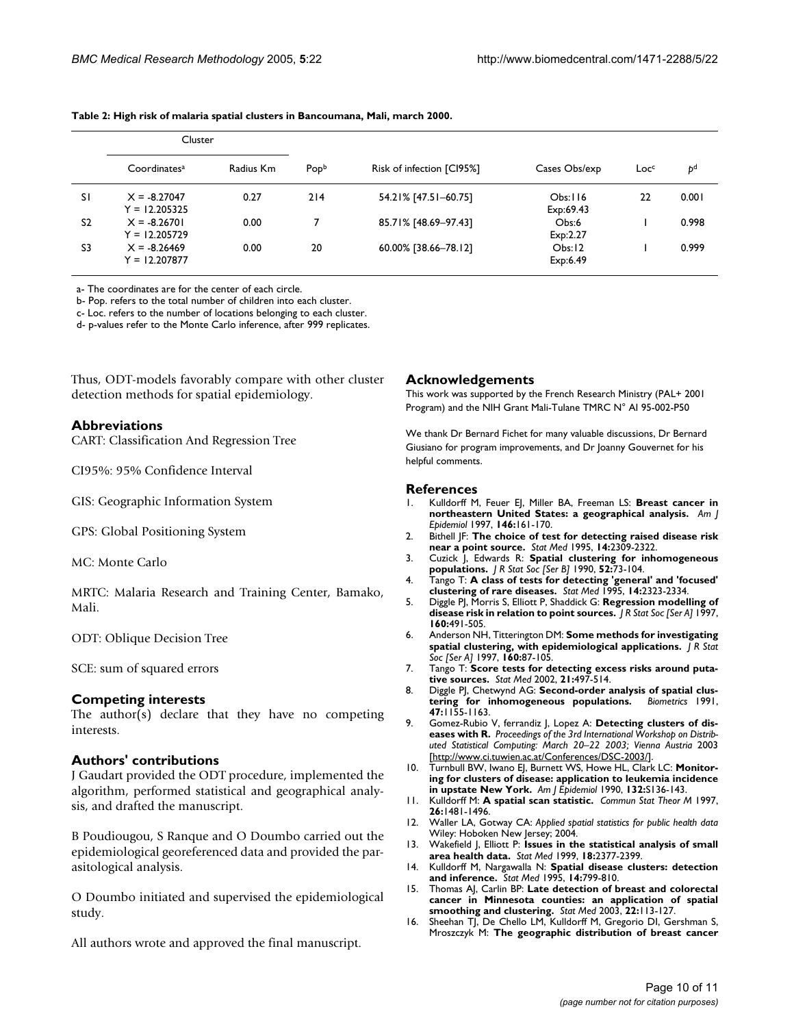**Table 2: High risk of malaria spatial clusters in Bancoumana, Mali, march 2000.**

| | Cluster | | | | | | |
|---|---|---|---|---|---|---|---|
| | Coordinates[a] | Radius Km | Pop[b] | Risk of infection [CI95%] | Cases Obs/exp | Loc[c] | p[d] |
| S1 | X = -8.27047 Y = 12.205325 | 0.27 | 214 | 54.21% [47.51–60.75] | Obs:116 Exp:69.43 | 22 | 0.001 |
| S2 | X = -8.26701 Y = 12.205729 | 0.00 | 7 | 85.71% [48.69–97.43] | Obs:6 Exp:2.27 | 1 | 0.998 |
| S3 | X = -8.26469 Y = 12.207877 | 0.00 | 20 | 60.00% [38.66–78.12] | Obs:12 Exp:6.49 | 1 | 0.999 |

a- The coordinates are for the center of each circle.
b- Pop. refers to the total number of children into each cluster.
c- Loc. refers to the number of locations belonging to each cluster.
d- p-values refer to the Monte Carlo inference, after 999 replicates.

Thus, ODT-models favorably compare with other cluster detection methods for spatial epidemiology.

## Abbreviations

CART: Classification And Regression Tree

CI95%: 95% Confidence Interval

GIS: Geographic Information System

GPS: Global Positioning System

MC: Monte Carlo

MRTC: Malaria Research and Training Center, Bamako, Mali.

ODT: Oblique Decision Tree

SCE: sum of squared errors

## Competing interests

The author(s) declare that they have no competing interests.

## Authors' contributions

J Gaudart provided the ODT procedure, implemented the algorithm, performed statistical and geographical analysis, and drafted the manuscript.

B Poudiougou, S Ranque and O Doumbo carried out the epidemiological georeferenced data and provided the parasitological analysis.

O Doumbo initiated and supervised the epidemiological study.

All authors wrote and approved the final manuscript.

## Acknowledgements

This work was supported by the French Research Ministry (PAL+ 2001 Program) and the NIH Grant Mali-Tulane TMRC N° AI 95-002-P50

We thank Dr Bernard Fichet for many valuable discussions, Dr Bernard Giusiano for program improvements, and Dr Joanny Gouvernet for his helpful comments.

## References

1. Kulldorff M, Feuer EJ, Miller BA, Freeman LS: **Breast cancer in northeastern United States: a geographical analysis.** *Am J Epidemiol* 1997, **146:**161-170.
2. Bithell JF: **The choice of test for detecting raised disease risk near a point source.** *Stat Med* 1995, **14:**2309-2322.
3. Cuzick J, Edwards R: **Spatial clustering for inhomogeneous populations.** *J R Stat Soc [Ser B]* 1990, **52:**73-104.
4. Tango T: **A class of tests for detecting 'general' and 'focused' clustering of rare diseases.** *Stat Med* 1995, **14:**2323-2334.
5. Diggle PJ, Morris S, Elliott P, Shaddick G: **Regression modelling of disease risk in relation to point sources.** *J R Stat Soc [Ser A]* 1997, **160:**491-505.
6. Anderson NH, Titterington DM: **Some methods for investigating spatial clustering, with epidemiological applications.** *J R Stat Soc [Ser A]* 1997, **160:**87-105.
7. Tango T: **Score tests for detecting excess risks around putative sources.** *Stat Med* 2002, **21:**497-514.
8. Diggle PJ, Chetwynd AG: **Second-order analysis of spatial clustering for inhomogeneous populations.** *Biometrics* 1991, **47:**1155-1163.
9. Gomez-Rubio V, ferrandiz J, Lopez A: **Detecting clusters of diseases with R.** *Proceedings of the 3rd International Workshop on Distributed Statistical Computing: March 20–22 2003; Vienna Austria* 2003 [http://www.ci.tuwien.ac.at/Conferences/DSC-2003/].
10. Turnbull BW, Iwano EJ, Burnett WS, Howe HL, Clark LC: **Monitoring for clusters of disease: application to leukemia incidence in upstate New York.** *Am J Epidemiol* 1990, **132:**S136-143.
11. Kulldorff M: **A spatial scan statistic.** *Commun Stat Theor M* 1997, **26:**1481-1496.
12. Waller LA, Gotway CA: *Applied spatial statistics for public health data* Wiley: Hoboken New Jersey; 2004.
13. Wakefield J, Elliott P: **Issues in the statistical analysis of small area health data.** *Stat Med* 1999, **18:**2377-2399.
14. Kulldorff M, Nargawalla N: **Spatial disease clusters: detection and inference.** *Stat Med* 1995, **14:**799-810.
15. Thomas AJ, Carlin BP: **Late detection of breast and colorectal cancer in Minnesota counties: an application of spatial smoothing and clustering.** *Stat Med* 2003, **22:**113-127.
16. Sheehan TJ, De Chello LM, Kulldorff M, Gregorio DI, Gershman S, Mroszczyk M: **The geographic distribution of breast cancer**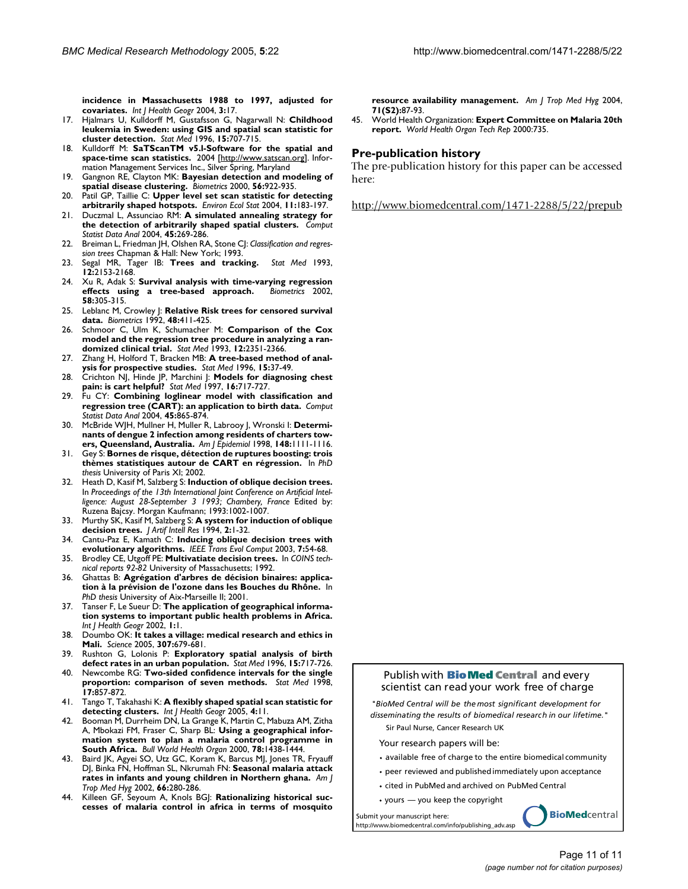incidence in Massachusetts 1988 to 1997, adjusted for covariates. *Int J Health Geogr* 2004, **3:**17.

17. Hjalmars U, Kulldorff M, Gustafsson G, Nagarwall N: **Childhood leukemia in Sweden: using GIS and spatial scan statistic for cluster detection.** *Stat Med* 1996, **15:**707-715.
18. Kulldorff M: **SaTScanTM v5.1-Software for the spatial and space-time scan statistics.** 2004 [http://www.satscan.org]. Information Management Services Inc., Silver Spring, Maryland
19. Gangnon RE, Clayton MK: **Bayesian detection and modeling of spatial disease clustering.** *Biometrics* 2000, **56:**922-935.
20. Patil GP, Taillie C: **Upper level set scan statistic for detecting arbitrarily shaped hotspots.** *Environ Ecol Stat* 2004, **11:**183-197.
21. Duczmal L, Assunciao RM: **A simulated annealing strategy for the detection of arbitrarily shaped spatial clusters.** *Comput Statist Data Anal* 2004, **45:**269-286.
22. Breiman L, Friedman JH, Olshen RA, Stone CJ: *Classification and regression trees* Chapman & Hall: New York; 1993.
23. Segal MR, Tager IB: **Trees and tracking.** *Stat Med* 1993, **12:**2153-2168.
24. Xu R, Adak S: **Survival analysis with time-varying regression effects using a tree-based approach.** *Biometrics* 2002, **58:**305-315.
25. Leblanc M, Crowley J: **Relative Risk trees for censored survival data.** *Biometrics* 1992, **48:**411-425.
26. Schmoor C, Ulm K, Schumacher M: **Comparison of the Cox model and the regression tree procedure in analyzing a randomized clinical trial.** *Stat Med* 1993, **12:**2351-2366.
27. Zhang H, Holford T, Bracken MB: **A tree-based method of analysis for prospective studies.** *Stat Med* 1996, **15:**37-49.
28. Crichton NJ, Hinde JP, Marchini J: **Models for diagnosing chest pain: is cart helpful?** *Stat Med* 1997, **16:**717-727.
29. Fu CY: **Combining loglinear model with classification and regression tree (CART): an application to birth data.** *Comput Statist Data Anal* 2004, **45:**865-874.
30. McBride WJH, Mullner H, Muller R, Labrooy J, Wronski I: **Determinants of dengue 2 infection among residents of charters towers, Queensland, Australia.** *Am J Epidemiol* 1998, **148:**1111-1116.
31. Gey S: **Bornes de risque, détection de ruptures boosting: trois thèmes statistiques autour de CART en régression.** In *PhD thesis* University of Paris XI; 2002.
32. Heath D, Kasif M, Salzberg S: **Induction of oblique decision trees.** In *Proceedings of the 13th International Joint Conference on Artificial Intelligence: August 28-September 3 1993; Chambery, France* Edited by: Ruzena Bajcsy. Morgan Kaufmann; 1993:1002-1007.
33. Murthy SK, Kasif M, Salzberg S: **A system for induction of oblique decision trees.** *J Artif Intell Res* 1994, **2:**1-32.
34. Cantu-Paz E, Kamath C: **Inducing oblique decision trees with evolutionary algorithms.** *IEEE Trans Evol Comput* 2003, **7:**54-68.
35. Brodley CE, Utgoff PE: **Multivatiate decision trees.** In *COINS technical reports 92-82* University of Massachusetts; 1992.
36. Ghattas B: **Agrégation d'arbres de décision binaires: application à la prévision de l'ozone dans les Bouches du Rhône.** In *PhD thesis* University of Aix-Marseille II; 2001.
37. Tanser F, Le Sueur D: **The application of geographical information systems to important public health problems in Africa.** *Int J Health Geogr* 2002, **1:**1.
38. Doumbo OK: **It takes a village: medical research and ethics in Mali.** *Science* 2005, **307:**679-681.
39. Rushton G, Lolonis P: **Exploratory spatial analysis of birth defect rates in an urban population.** *Stat Med* 1996, **15:**717-726.
40. Newcombe RG: **Two-sided confidence intervals for the single proportion: comparison of seven methods.** *Stat Med* 1998, **17:**857-872.
41. Tango T, Takahashi K: **A flexibly shaped spatial scan statistic for detecting clusters.** *Int J Health Geogr* 2005, **4:**11.
42. Booman M, Durrheim DN, La Grange K, Martin C, Mabuza AM, Zitha A, Mbokazi FM, Fraser C, Sharp BL: **Using a geographical information system to plan a malaria control programme in South Africa.** *Bull World Health Organ* 2000, **78:**1438-1444.
43. Baird JK, Agyei SO, Utz GC, Koram K, Barcus MJ, Jones TR, Fryauff DJ, Binka FN, Hoffman SL, Nkrumah FN: **Seasonal malaria attack rates in infants and young children in Northern ghana.** *Am J Trop Med Hyg* 2002, **66:**280-286.
44. Killeen GF, Seyoum A, Knols BGJ: **Rationalizing historical successes of malaria control in africa in terms of mosquito resource availability management.** *Am J Trop Med Hyg* 2004, **71(S2):**87-93.
45. World Health Organization: **Expert Committee on Malaria 20th report.** *World Health Organ Tech Rep* 2000:735.

## Pre-publication history

The pre-publication history for this paper can be accessed here:

http://www.biomedcentral.com/1471-2288/5/22/prepub

Publish with **BioMed Central** and every scientist can read your work free of charge

*"BioMed Central will be the most significant development for disseminating the results of biomedical research in our lifetime."*

Sir Paul Nurse, Cancer Research UK

Your research papers will be:

- available free of charge to the entire biomedical community
- peer reviewed and published immediately upon acceptance
- cited in PubMed and archived on PubMed Central
- yours — you keep the copyright

Submit your manuscript here:
http://www.biomedcentral.com/info/publishing_adv.asp

BioMedcentral